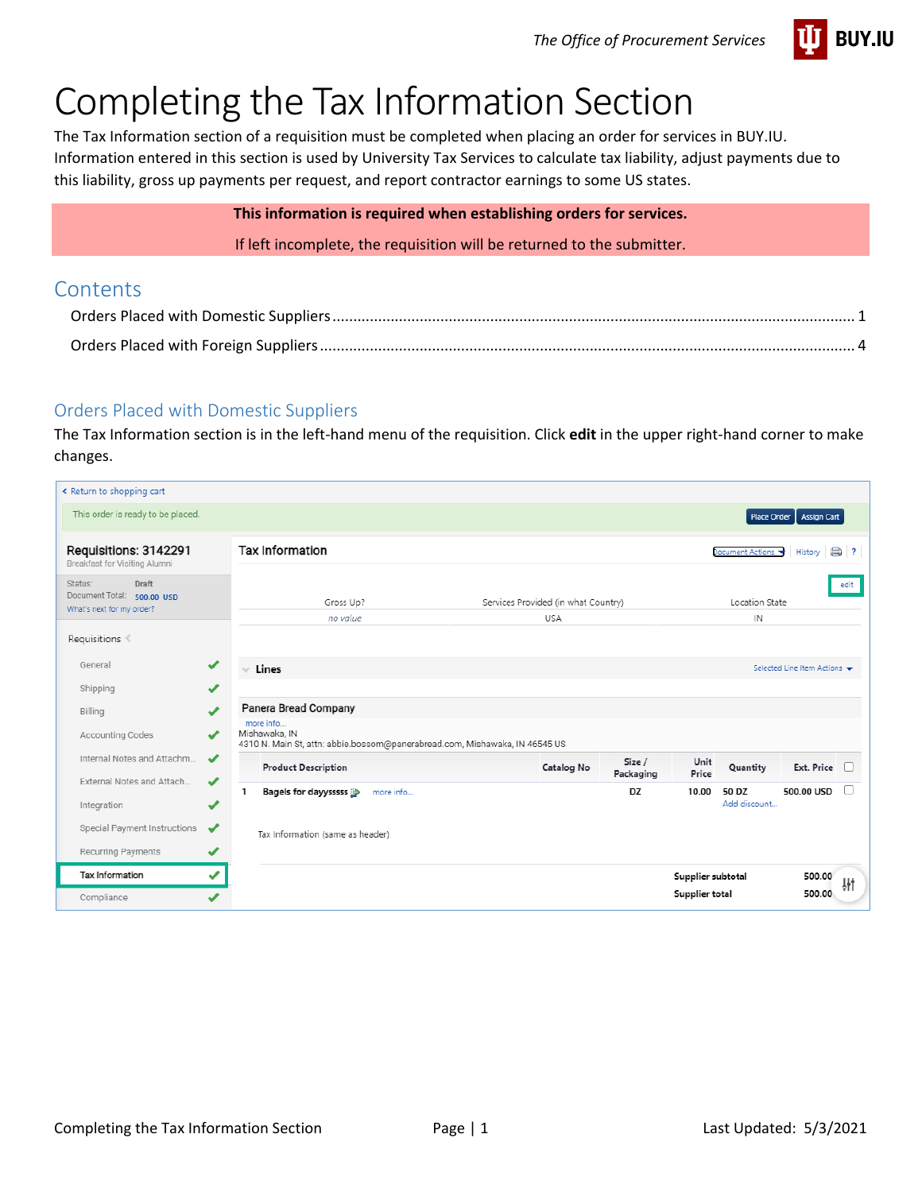# Completing the Tax Information Section

The Tax Information section of a requisition must be completed when placing an order for services in BUY.IU. Information entered in this section is used by University Tax Services to calculate tax liability, adjust payments due to this liability, gross up payments per request, and report contractor earnings to some US states.

**This information is required when establishing orders for services.**

If left incomplete, the requisition will be returned to the submitter.

## Contents

Orders Placed with Domestic Suppliers ........ 1

Orders Placed with Foreign Suppliers ........ 4

## Orders Placed with Domestic Suppliers

The Tax Information section is in the left-hand menu of the requisition. Click **edit** in the upper right-hand corner to make changes.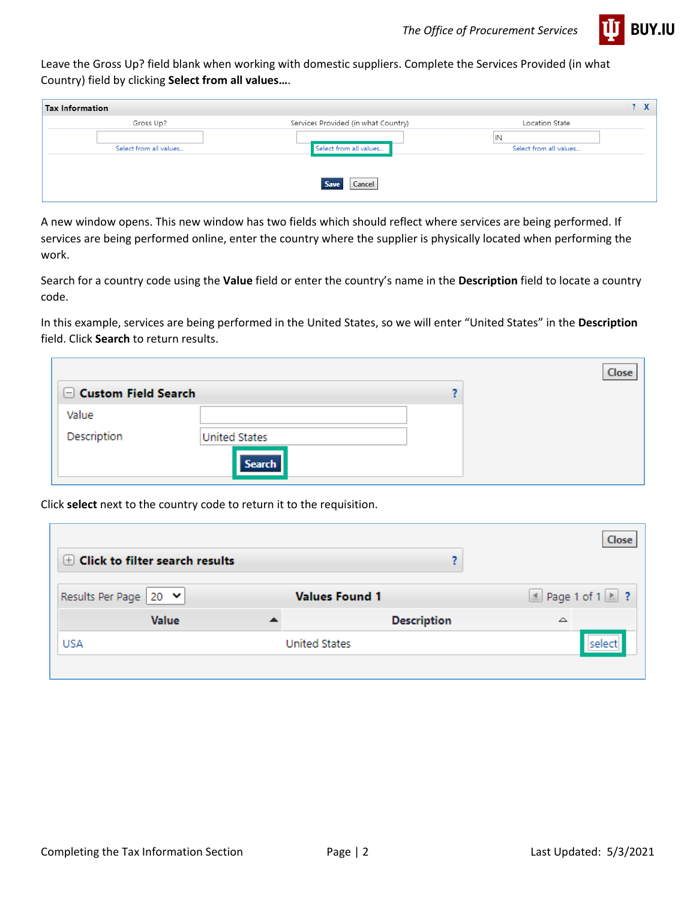Leave the Gross Up? field blank when working with domestic suppliers. Complete the Services Provided (in what Country) field by clicking **Select from all values…**.

| Tax Information | | |
|---|---|---|
| Gross Up? | Services Provided (in what Country) | Location State |
| Select from all values... | Select from all values... | IN<br>Select from all values... |

Save Cancel

A new window opens. This new window has two fields which should reflect where services are being performed. If services are being performed online, enter the country where the supplier is physically located when performing the work.

Search for a country code using the **Value** field or enter the country's name in the **Description** field to locate a country code.

In this example, services are being performed in the United States, so we will enter "United States" in the **Description** field. Click **Search** to return results.

**Custom Field Search**

| Field | Entry |
|---|---|
| Value | |
| Description | United States |

Search

Close

Click **select** next to the country code to return it to the requisition.

**Click to filter search results**

Results Per Page 20 — **Values Found 1** — Page 1 of 1

| Value | Description | |
|---|---|---|
| USA | United States | select |

Close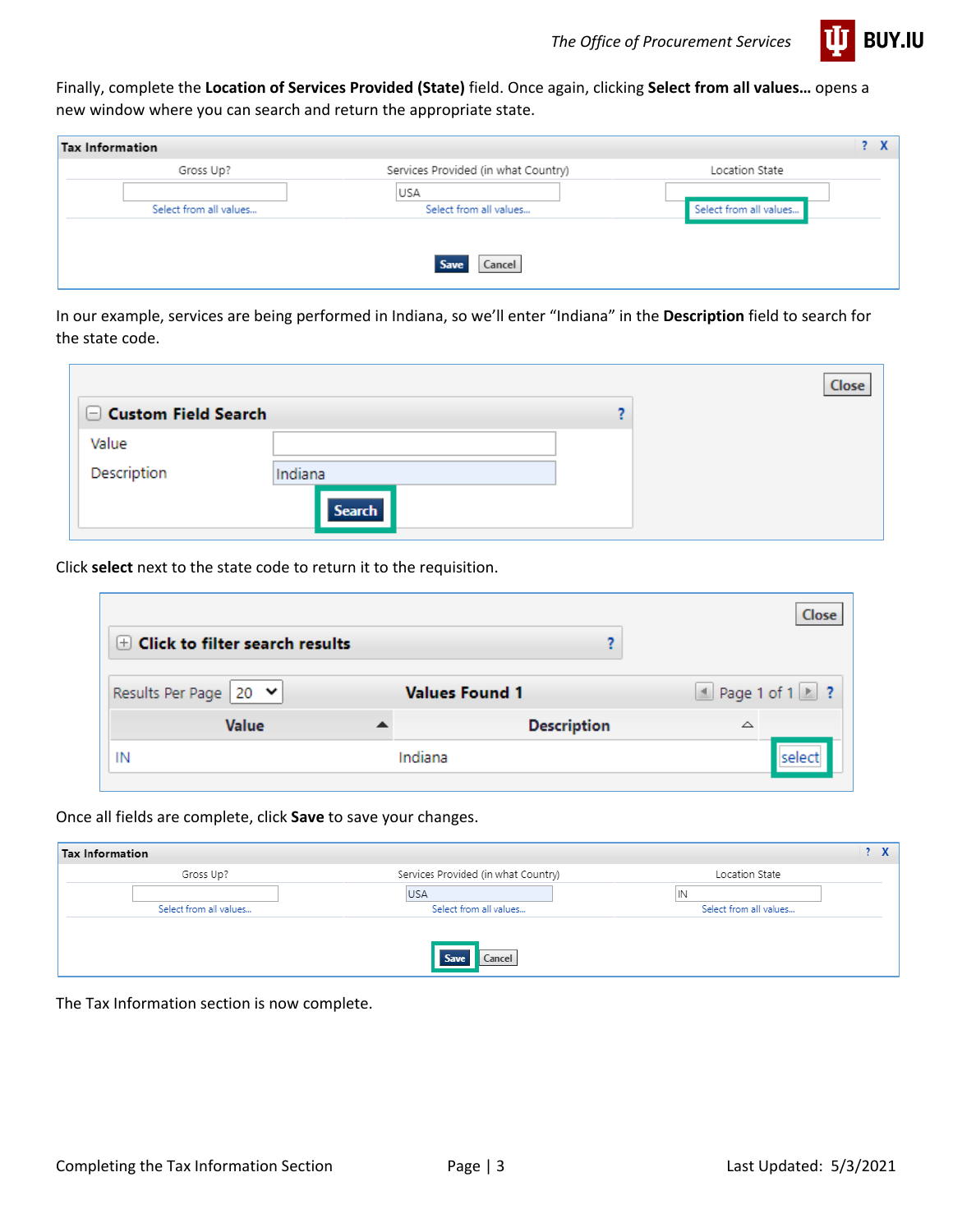Finally, complete the **Location of Services Provided (State)** field. Once again, clicking **Select from all values...** opens a new window where you can search and return the appropriate state.

In our example, services are being performed in Indiana, so we'll enter "Indiana" in the **Description** field to search for the state code.

Click **select** next to the state code to return it to the requisition.

Once all fields are complete, click **Save** to save your changes.

The Tax Information section is now complete.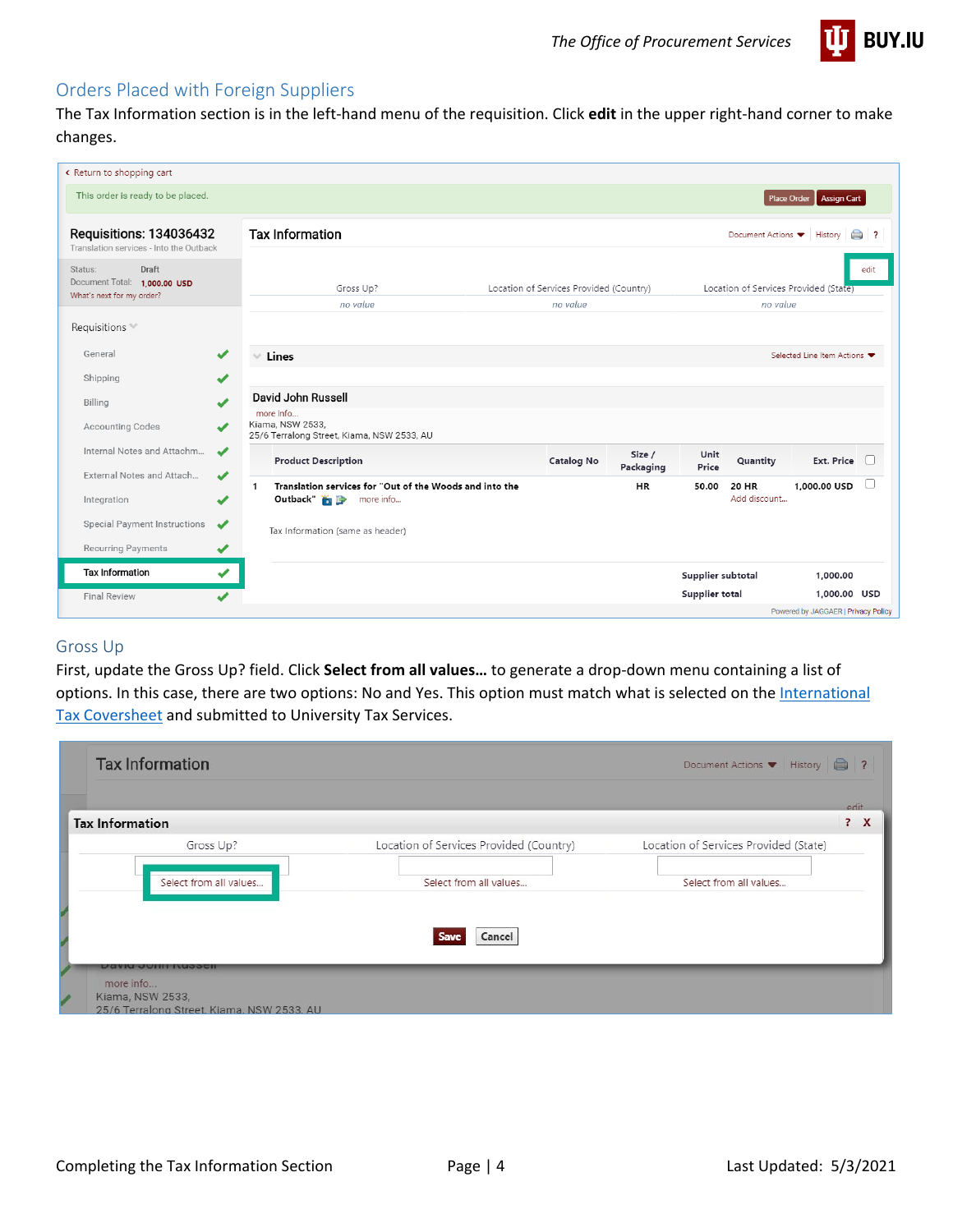## Orders Placed with Foreign Suppliers

The Tax Information section is in the left-hand menu of the requisition. Click **edit** in the upper right-hand corner to make changes.

## Gross Up

First, update the Gross Up? field. Click **Select from all values…** to generate a drop-down menu containing a list of options. In this case, there are two options: No and Yes. This option must match what is selected on the International Tax Coversheet and submitted to University Tax Services.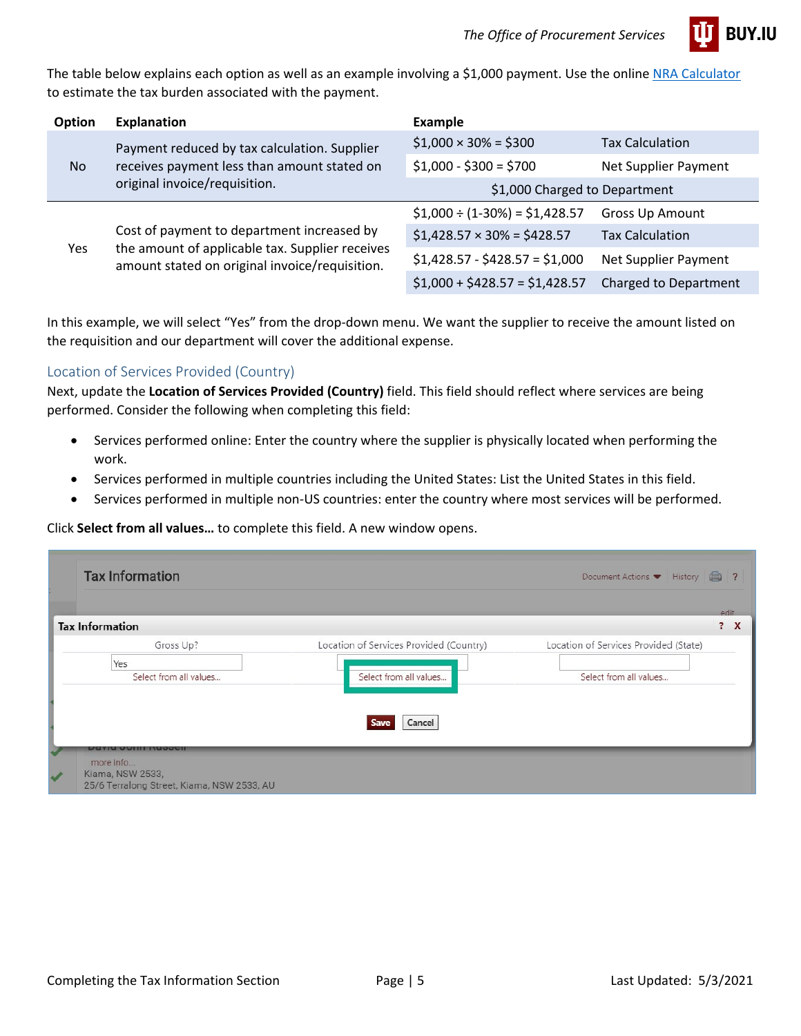The table below explains each option as well as an example involving a $1,000 payment. Use the online [NRA Calculator](NRA Calculator) to estimate the tax burden associated with the payment.

| Option | Explanation | Example | |
|---|---|---|---|
| No | Payment reduced by tax calculation. Supplier receives payment less than amount stated on original invoice/requisition. | $1,000 × 30% = $300 | Tax Calculation |
| | | $1,000 - $300 = $700 | Net Supplier Payment |
| | | $1,000 Charged to Department | |
| Yes | Cost of payment to department increased by the amount of applicable tax. Supplier receives amount stated on original invoice/requisition. | $1,000 ÷ (1-30%) = $1,428.57 | Gross Up Amount |
| | | $1,428.57 × 30% = $428.57 | Tax Calculation |
| | | $1,428.57 - $428.57 = $1,000 | Net Supplier Payment |
| | | $1,000 + $428.57 = $1,428.57 | Charged to Department |

In this example, we will select "Yes" from the drop-down menu. We want the supplier to receive the amount listed on the requisition and our department will cover the additional expense.

### Location of Services Provided (Country)

Next, update the **Location of Services Provided (Country)** field. This field should reflect where services are being performed. Consider the following when completing this field:

- Services performed online: Enter the country where the supplier is physically located when performing the work.
- Services performed in multiple countries including the United States: List the United States in this field.
- Services performed in multiple non-US countries: enter the country where most services will be performed.

Click **Select from all values...** to complete this field. A new window opens.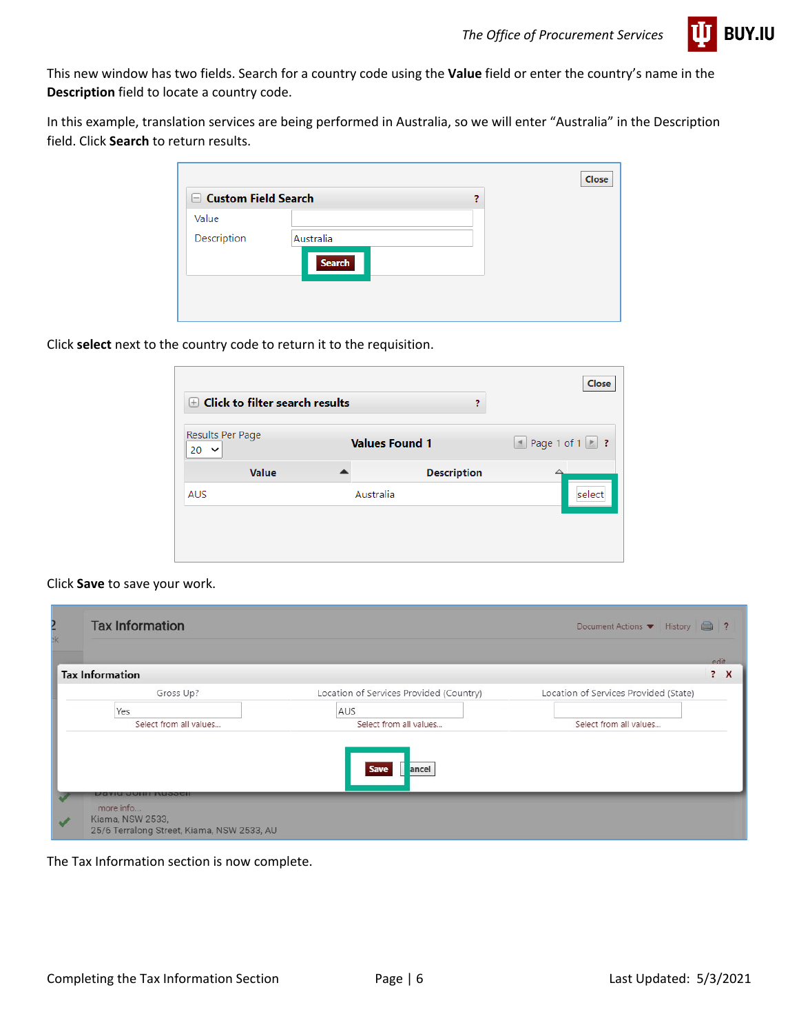This new window has two fields. Search for a country code using the **Value** field or enter the country's name in the **Description** field to locate a country code.

In this example, translation services are being performed in Australia, so we will enter "Australia" in the Description field. Click **Search** to return results.

Click **select** next to the country code to return it to the requisition.

Click **Save** to save your work.

The Tax Information section is now complete.